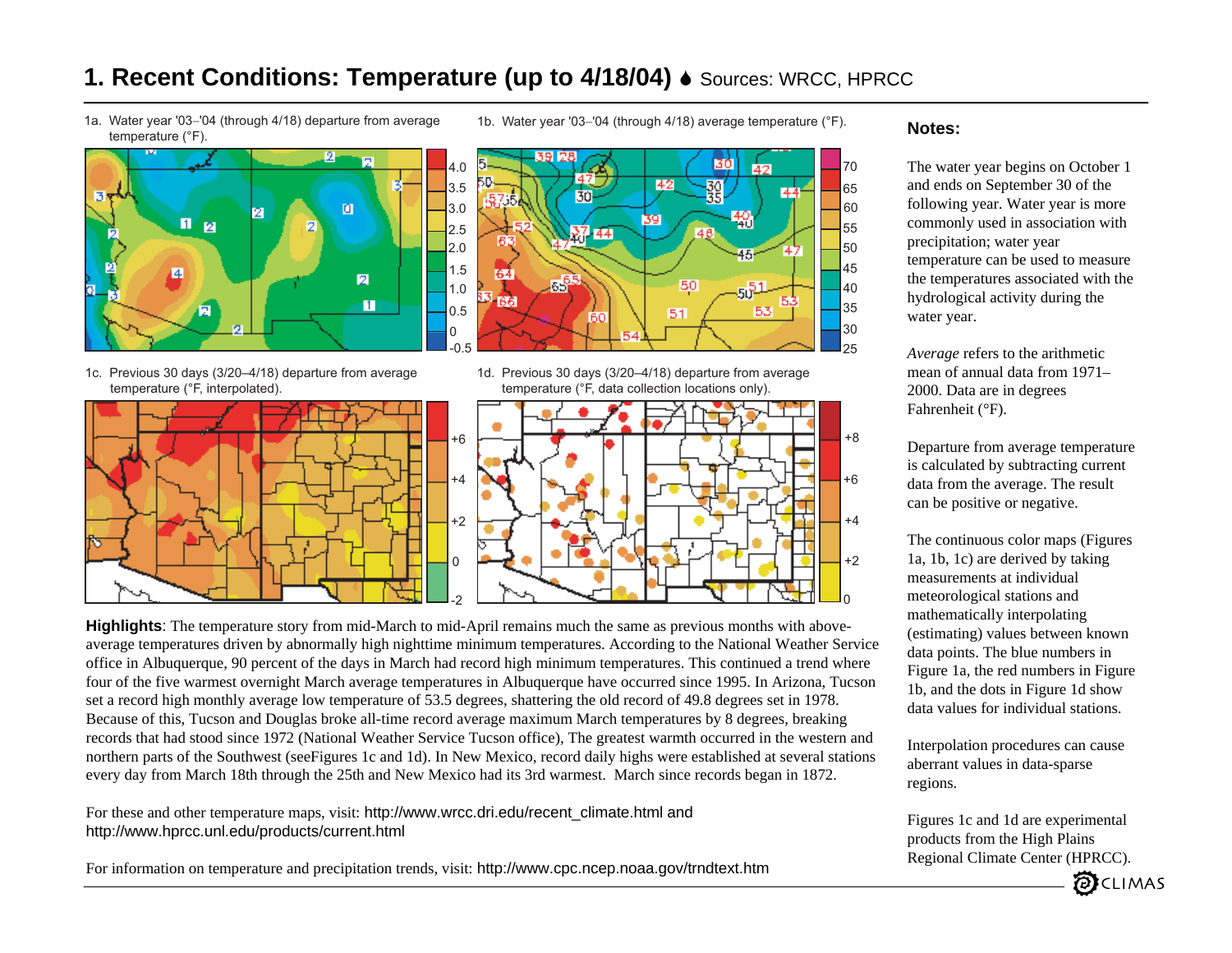# 1. Recent Conditions: Temperature (up to 4/18/04) Sources: WRCC, HPRCC

1a. Water year '03–'04 (through 4/18) departure from average temperature (°F).

1b. Water year '03–'04 (through 4/18) average temperature (°F).

1c. Previous 30 days (3/20–4/18) departure from average temperature (°F, interpolated).

1d. Previous 30 days (3/20–4/18) departure from average temperature (°F, data collection locations only).

**Highlights**: The temperature story from mid-March to mid-April remains much the same as previous months with above-average temperatures driven by abnormally high nighttime minimum temperatures. According to the National Weather Service office in Albuquerque, 90 percent of the days in March had record high minimum temperatures. This continued a trend where four of the five warmest overnight March average temperatures in Albuquerque have occurred since 1995. In Arizona, Tucson set a record high monthly average low temperature of 53.5 degrees, shattering the old record of 49.8 degrees set in 1978. Because of this, Tucson and Douglas broke all-time record average maximum March temperatures by 8 degrees, breaking records that had stood since 1972 (National Weather Service Tucson office), The greatest warmth occurred in the western and northern parts of the Southwest (seeFigures 1c and 1d). In New Mexico, record daily highs were established at several stations every day from March 18th through the 25th and New Mexico had its 3rd warmest. March since records began in 1872.

For these and other temperature maps, visit: http://www.wrcc.dri.edu/recent_climate.html and http://www.hprcc.unl.edu/products/current.html

For information on temperature and precipitation trends, visit: http://www.cpc.ncep.noaa.gov/trndtext.htm

## Notes:

The water year begins on October 1 and ends on September 30 of the following year. Water year is more commonly used in association with precipitation; water year temperature can be used to measure the temperatures associated with the hydrological activity during the water year.

*Average* refers to the arithmetic mean of annual data from 1971–2000. Data are in degrees Fahrenheit (°F).

Departure from average temperature is calculated by subtracting current data from the average. The result can be positive or negative.

The continuous color maps (Figures 1a, 1b, 1c) are derived by taking measurements at individual meteorological stations and mathematically interpolating (estimating) values between known data points. The blue numbers in Figure 1a, the red numbers in Figure 1b, and the dots in Figure 1d show data values for individual stations.

Interpolation procedures can cause aberrant values in data-sparse regions.

Figures 1c and 1d are experimental products from the High Plains Regional Climate Center (HPRCC).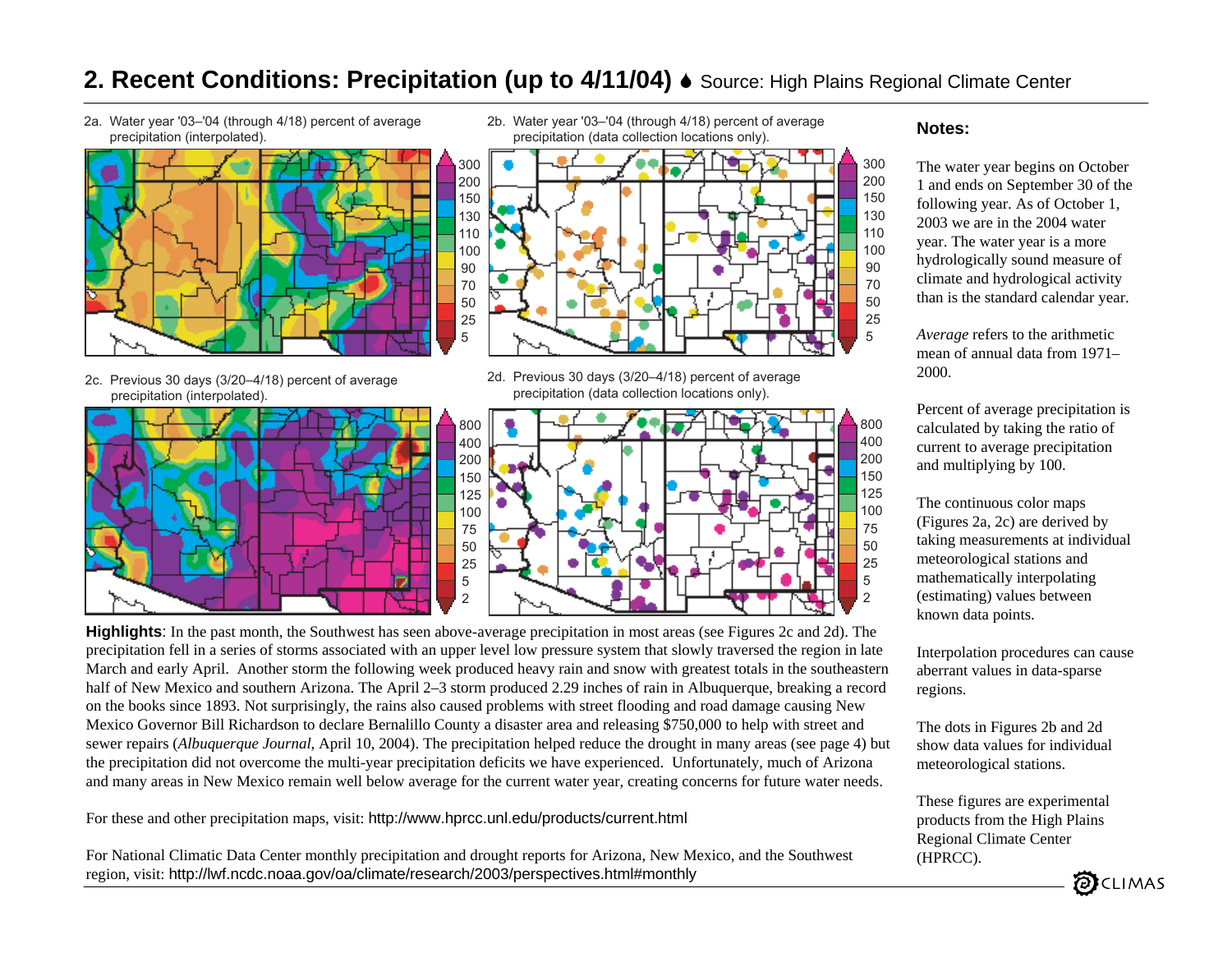# 2. Recent Conditions: Precipitation (up to 4/11/04) Source: High Plains Regional Climate Center

2a. Water year '03–'04 (through 4/18) percent of average precipitation (interpolated).

2b. Water year '03–'04 (through 4/18) percent of average precipitation (data collection locations only).

2c. Previous 30 days (3/20–4/18) percent of average precipitation (interpolated).

2d. Previous 30 days (3/20–4/18) percent of average precipitation (data collection locations only).

**Highlights**: In the past month, the Southwest has seen above-average precipitation in most areas (see Figures 2c and 2d). The precipitation fell in a series of storms associated with an upper level low pressure system that slowly traversed the region in late March and early April. Another storm the following week produced heavy rain and snow with greatest totals in the southeastern half of New Mexico and southern Arizona. The April 2–3 storm produced 2.29 inches of rain in Albuquerque, breaking a record on the books since 1893. Not surprisingly, the rains also caused problems with street flooding and road damage causing New Mexico Governor Bill Richardson to declare Bernalillo County a disaster area and releasing $750,000 to help with street and sewer repairs (*Albuquerque Journal*, April 10, 2004). The precipitation helped reduce the drought in many areas (see page 4) but the precipitation did not overcome the multi-year precipitation deficits we have experienced. Unfortunately, much of Arizona and many areas in New Mexico remain well below average for the current water year, creating concerns for future water needs.

For these and other precipitation maps, visit: http://www.hprcc.unl.edu/products/current.html

For National Climatic Data Center monthly precipitation and drought reports for Arizona, New Mexico, and the Southwest region, visit: http://lwf.ncdc.noaa.gov/oa/climate/research/2003/perspectives.html#monthly

## Notes:

The water year begins on October 1 and ends on September 30 of the following year. As of October 1, 2003 we are in the 2004 water year. The water year is a more hydrologically sound measure of climate and hydrological activity than is the standard calendar year.

*Average* refers to the arithmetic mean of annual data from 1971–2000.

Percent of average precipitation is calculated by taking the ratio of current to average precipitation and multiplying by 100.

The continuous color maps (Figures 2a, 2c) are derived by taking measurements at individual meteorological stations and mathematically interpolating (estimating) values between known data points.

Interpolation procedures can cause aberrant values in data-sparse regions.

The dots in Figures 2b and 2d show data values for individual meteorological stations.

These figures are experimental products from the High Plains Regional Climate Center (HPRCC).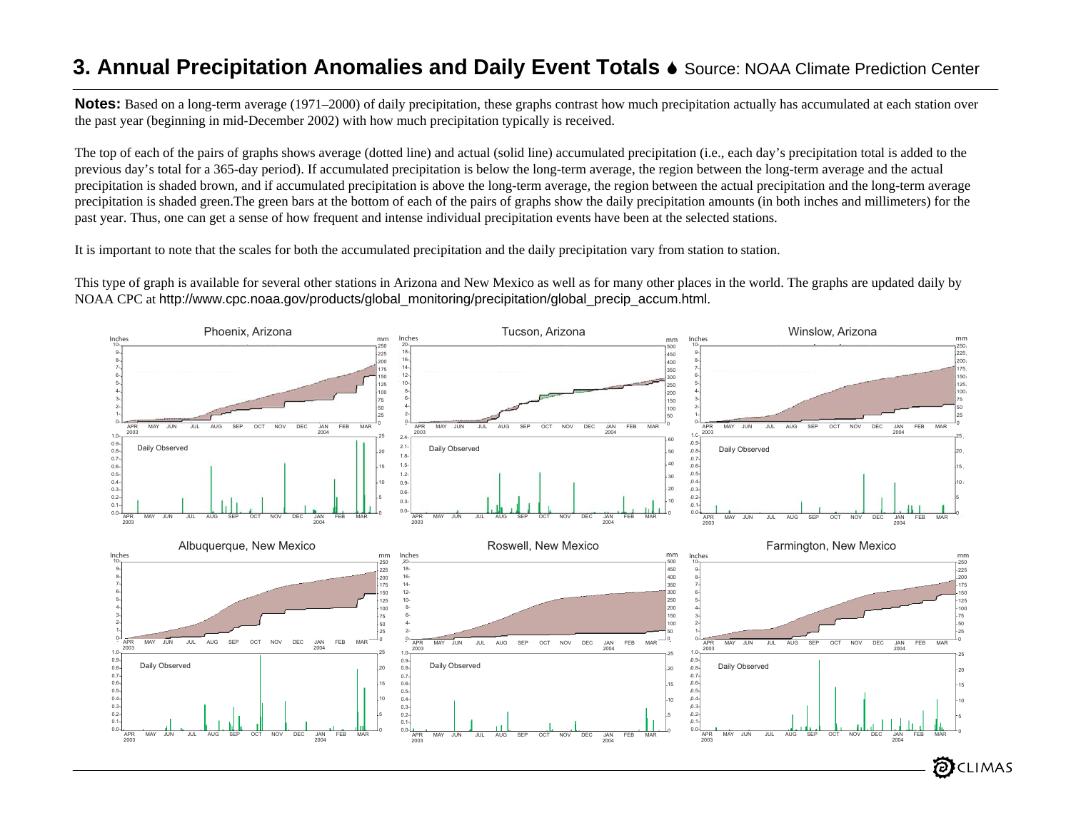# 3. Annual Precipitation Anomalies and Daily Event Totals

Source: NOAA Climate Prediction Center

**Notes:** Based on a long-term average (1971–2000) of daily precipitation, these graphs contrast how much precipitation actually has accumulated at each station over the past year (beginning in mid-December 2002) with how much precipitation typically is received.

The top of each of the pairs of graphs shows average (dotted line) and actual (solid line) accumulated precipitation (i.e., each day's precipitation total is added to the previous day's total for a 365-day period). If accumulated precipitation is below the long-term average, the region between the long-term average and the actual precipitation is shaded brown, and if accumulated precipitation is above the long-term average, the region between the actual precipitation and the long-term average precipitation is shaded green.The green bars at the bottom of each of the pairs of graphs show the daily precipitation amounts (in both inches and millimeters) for the past year. Thus, one can get a sense of how frequent and intense individual precipitation events have been at the selected stations.

It is important to note that the scales for both the accumulated precipitation and the daily precipitation vary from station to station.

This type of graph is available for several other stations in Arizona and New Mexico as well as for many other places in the world. The graphs are updated daily by NOAA CPC at http://www.cpc.noaa.gov/products/global_monitoring/precipitation/global_precip_accum.html.

Phoenix, Arizona

Tucson, Arizona

Winslow, Arizona

Albuquerque, New Mexico

Roswell, New Mexico

Farmington, New Mexico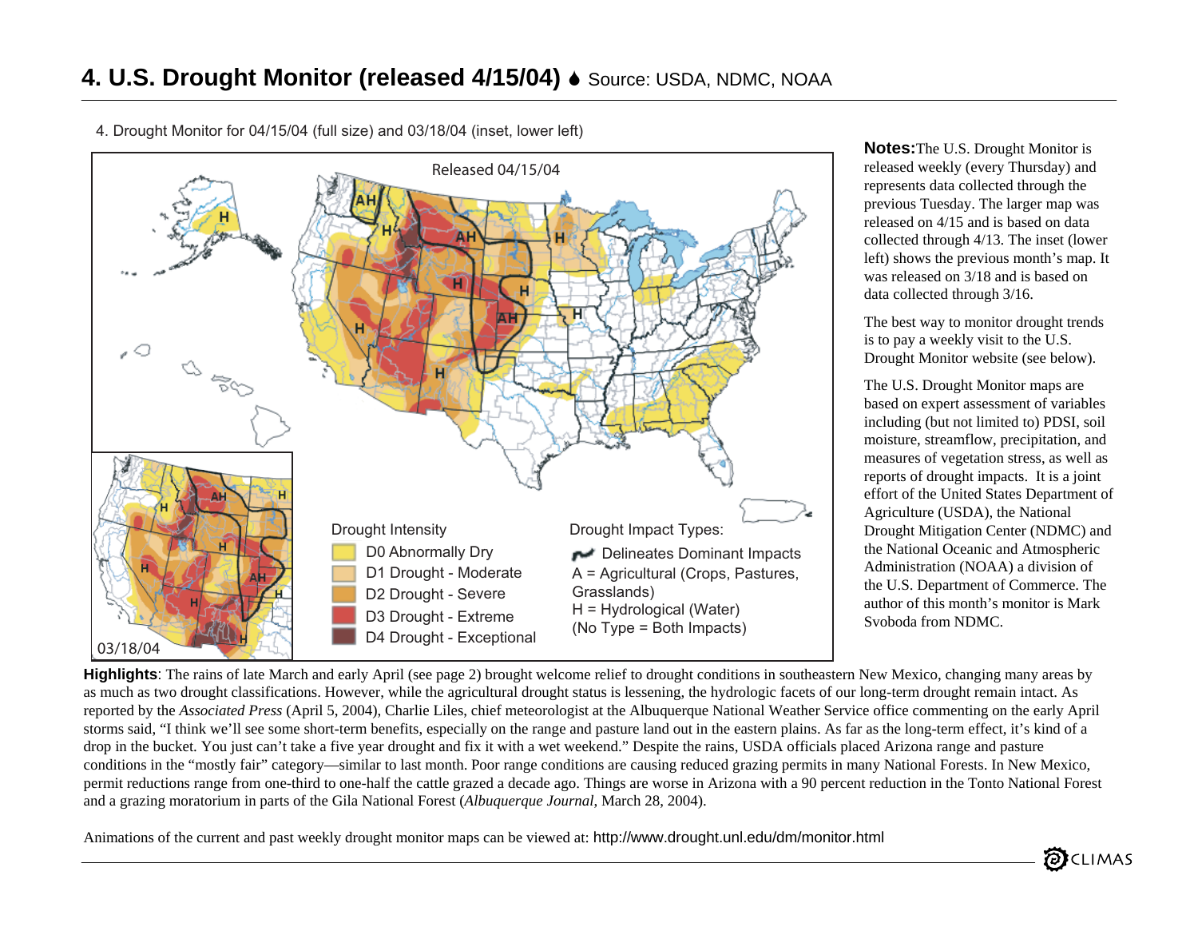# 4. U.S. Drought Monitor (released 4/15/04) Source: USDA, NDMC, NOAA

4. Drought Monitor for 04/15/04 (full size) and 03/18/04 (inset, lower left)

Released 04/15/04

03/18/04

Drought Intensity

- D0 Abnormally Dry
- D1 Drought - Moderate
- D2 Drought - Severe
- D3 Drought - Extreme
- D4 Drought - Exceptional

Drought Impact Types:

- Delineates Dominant Impacts
- A = Agricultural (Crops, Pastures, Grasslands)
- H = Hydrological (Water)
- (No Type = Both Impacts)

**Notes:** The U.S. Drought Monitor is released weekly (every Thursday) and represents data collected through the previous Tuesday. The larger map was released on 4/15 and is based on data collected through 4/13. The inset (lower left) shows the previous month's map. It was released on 3/18 and is based on data collected through 3/16.

The best way to monitor drought trends is to pay a weekly visit to the U.S. Drought Monitor website (see below).

The U.S. Drought Monitor maps are based on expert assessment of variables including (but not limited to) PDSI, soil moisture, streamflow, precipitation, and measures of vegetation stress, as well as reports of drought impacts. It is a joint effort of the United States Department of Agriculture (USDA), the National Drought Mitigation Center (NDMC) and the National Oceanic and Atmospheric Administration (NOAA) a division of the U.S. Department of Commerce. The author of this month's monitor is Mark Svoboda from NDMC.

**Highlights**: The rains of late March and early April (see page 2) brought welcome relief to drought conditions in southeastern New Mexico, changing many areas by as much as two drought classifications. However, while the agricultural drought status is lessening, the hydrologic facets of our long-term drought remain intact. As reported by the *Associated Press* (April 5, 2004), Charlie Liles, chief meteorologist at the Albuquerque National Weather Service office commenting on the early April storms said, "I think we'll see some short-term benefits, especially on the range and pasture land out in the eastern plains. As far as the long-term effect, it's kind of a drop in the bucket. You just can't take a five year drought and fix it with a wet weekend." Despite the rains, USDA officials placed Arizona range and pasture conditions in the "mostly fair" category—similar to last month. Poor range conditions are causing reduced grazing permits in many National Forests. In New Mexico, permit reductions range from one-third to one-half the cattle grazed a decade ago. Things are worse in Arizona with a 90 percent reduction in the Tonto National Forest and a grazing moratorium in parts of the Gila National Forest (*Albuquerque Journal*, March 28, 2004).

Animations of the current and past weekly drought monitor maps can be viewed at: http://www.drought.unl.edu/dm/monitor.html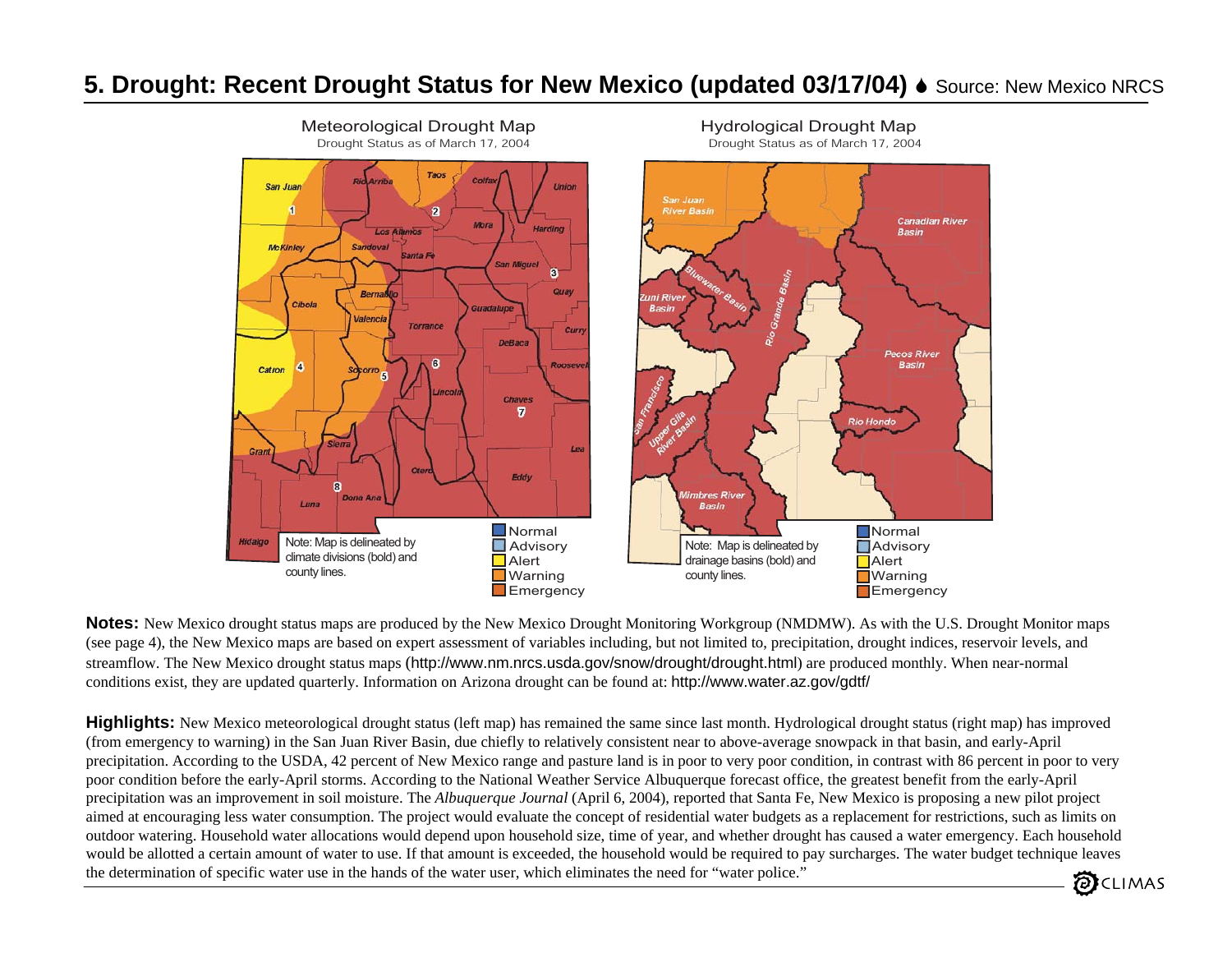# 5. Drought: Recent Drought Status for New Mexico (updated 03/17/04)

Source: New Mexico NRCS

Meteorological Drought Map

Drought Status as of March 17, 2004

Note: Map is delineated by climate divisions (bold) and county lines.

Hydrological Drought Map

Drought Status as of March 17, 2004

Note: Map is delineated by drainage basins (bold) and county lines.

Normal
Advisory
Alert
Warning
Emergency

**Notes:** New Mexico drought status maps are produced by the New Mexico Drought Monitoring Workgroup (NMDMW). As with the U.S. Drought Monitor maps (see page 4), the New Mexico maps are based on expert assessment of variables including, but not limited to, precipitation, drought indices, reservoir levels, and streamflow. The New Mexico drought status maps (http://www.nm.nrcs.usda.gov/snow/drought/drought.html) are produced monthly. When near-normal conditions exist, they are updated quarterly. Information on Arizona drought can be found at: http://www.water.az.gov/gdtf/

**Highlights:** New Mexico meteorological drought status (left map) has remained the same since last month. Hydrological drought status (right map) has improved (from emergency to warning) in the San Juan River Basin, due chiefly to relatively consistent near to above-average snowpack in that basin, and early-April precipitation. According to the USDA, 42 percent of New Mexico range and pasture land is in poor to very poor condition, in contrast with 86 percent in poor to very poor condition before the early-April storms. According to the National Weather Service Albuquerque forecast office, the greatest benefit from the early-April precipitation was an improvement in soil moisture. The *Albuquerque Journal* (April 6, 2004), reported that Santa Fe, New Mexico is proposing a new pilot project aimed at encouraging less water consumption. The project would evaluate the concept of residential water budgets as a replacement for restrictions, such as limits on outdoor watering. Household water allocations would depend upon household size, time of year, and whether drought has caused a water emergency. Each household would be allotted a certain amount of water to use. If that amount is exceeded, the household would be required to pay surcharges. The water budget technique leaves the determination of specific water use in the hands of the water user, which eliminates the need for "water police."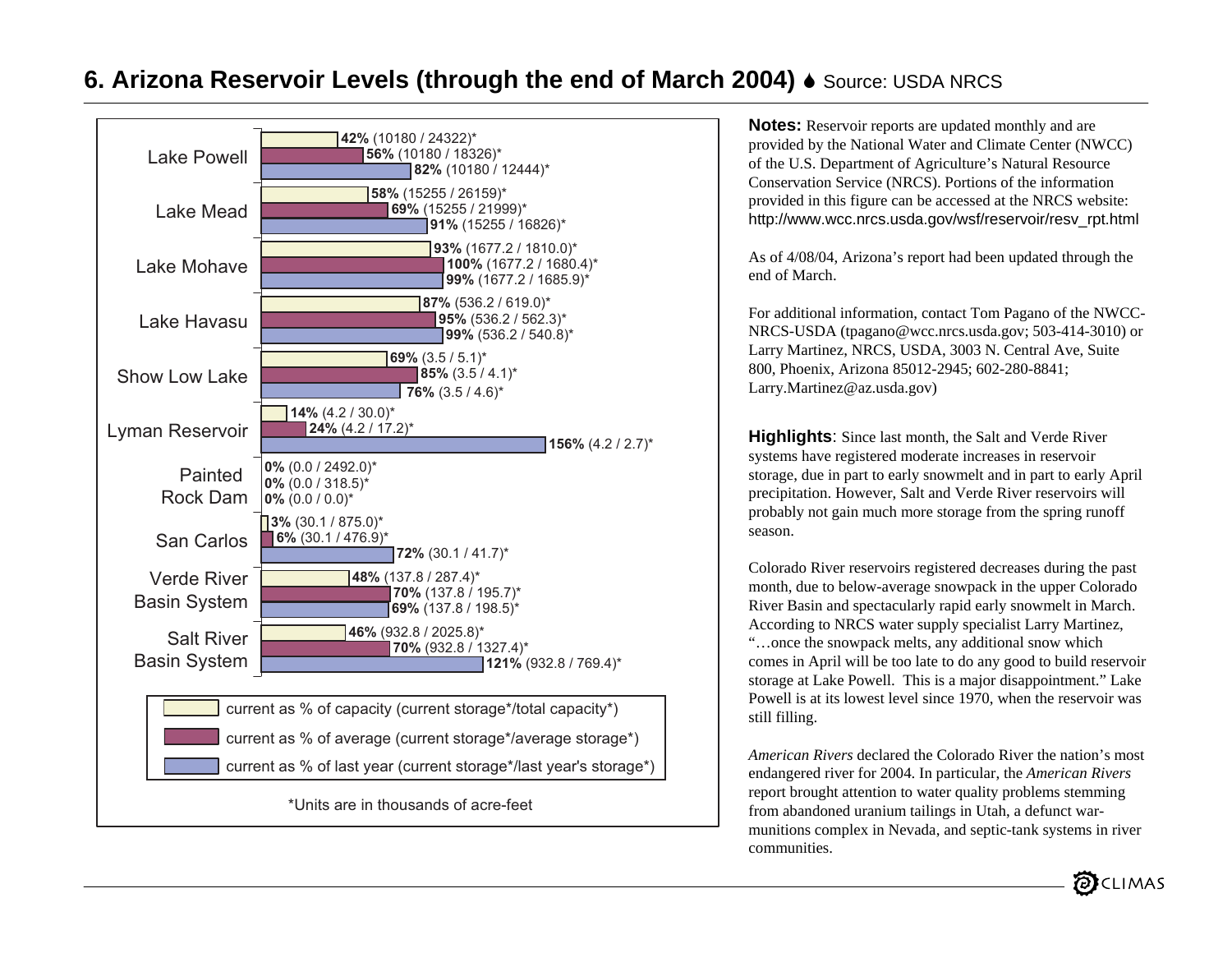# 6. Arizona Reservoir Levels (through the end of March 2004) ♦ Source: USDA NRCS

| Reservoir | current as % of capacity (current storage*/total capacity*) | current as % of average (current storage*/average storage*) | current as % of last year (current storage*/last year's storage*) |
|---|---|---|---|
| Lake Powell | **42%** (10180 / 24322)* | **56%** (10180 / 18326)* | **82%** (10180 / 12444)* |
| Lake Mead | **58%** (15255 / 26159)* | **69%** (15255 / 21999)* | **91%** (15255 / 16826)* |
| Lake Mohave | **93%** (1677.2 / 1810.0)* | **100%** (1677.2 / 1680.4)* | **99%** (1677.2 / 1685.9)* |
| Lake Havasu | **87%** (536.2 / 619.0)* | **95%** (536.2 / 562.3)* | **99%** (536.2 / 540.8)* |
| Show Low Lake | **69%** (3.5 / 5.1)* | **85%** (3.5 / 4.1)* | **76%** (3.5 / 4.6)* |
| Lyman Reservoir | **14%** (4.2 / 30.0)* | **24%** (4.2 / 17.2)* | **156%** (4.2 / 2.7)* |
| Painted Rock Dam | **0%** (0.0 / 2492.0)* | **0%** (0.0 / 318.5)* | **0%** (0.0 / 0.0)* |
| San Carlos | **3%** (30.1 / 875.0)* | **6%** (30.1 / 476.9)* | **72%** (30.1 / 41.7)* |
| Verde River Basin System | **48%** (137.8 / 287.4)* | **70%** (137.8 / 195.7)* | **69%** (137.8 / 198.5)* |
| Salt River Basin System | **46%** (932.8 / 2025.8)* | **70%** (932.8 / 1327.4)* | **121%** (932.8 / 769.4)* |

*Units are in thousands of acre-feet

**Notes:** Reservoir reports are updated monthly and are provided by the National Water and Climate Center (NWCC) of the U.S. Department of Agriculture's Natural Resource Conservation Service (NRCS). Portions of the information provided in this figure can be accessed at the NRCS website: http://www.wcc.nrcs.usda.gov/wsf/reservoir/resv_rpt.html

As of 4/08/04, Arizona's report had been updated through the end of March.

For additional information, contact Tom Pagano of the NWCC-NRCS-USDA (tpagano@wcc.nrcs.usda.gov; 503-414-3010) or Larry Martinez, NRCS, USDA, 3003 N. Central Ave, Suite 800, Phoenix, Arizona 85012-2945; 602-280-8841; Larry.Martinez@az.usda.gov)

**Highlights**: Since last month, the Salt and Verde River systems have registered moderate increases in reservoir storage, due in part to early snowmelt and in part to early April precipitation. However, Salt and Verde River reservoirs will probably not gain much more storage from the spring runoff season.

Colorado River reservoirs registered decreases during the past month, due to below-average snowpack in the upper Colorado River Basin and spectacularly rapid early snowmelt in March. According to NRCS water supply specialist Larry Martinez, "…once the snowpack melts, any additional snow which comes in April will be too late to do any good to build reservoir storage at Lake Powell. This is a major disappointment." Lake Powell is at its lowest level since 1970, when the reservoir was still filling.

*American Rivers* declared the Colorado River the nation's most endangered river for 2004. In particular, the *American Rivers* report brought attention to water quality problems stemming from abandoned uranium tailings in Utah, a defunct war-munitions complex in Nevada, and septic-tank systems in river communities.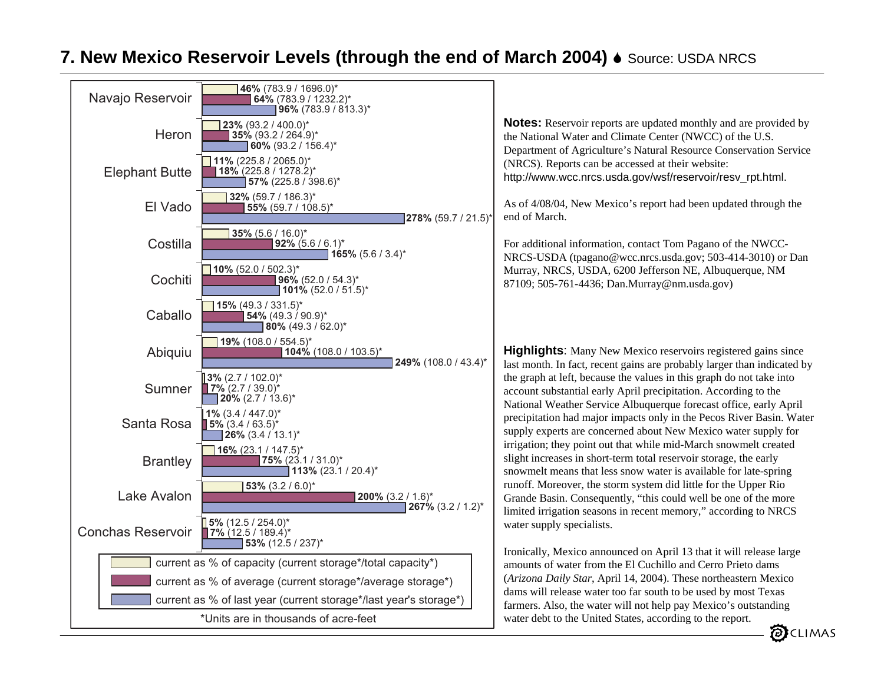# 7. New Mexico Reservoir Levels (through the end of March 2004) Source: USDA NRCS

| Reservoir | current as % of capacity (current storage*/total capacity*) | current as % of average (current storage*/average storage*) | current as % of last year (current storage*/last year's storage*) |
|---|---|---|---|
| Navajo Reservoir | **46%** (783.9 / 1696.0)* | **64%** (783.9 / 1232.2)* | **96%** (783.9 / 813.3)* |
| Heron | **23%** (93.2 / 400.0)* | **35%** (93.2 / 264.9)* | **60%** (93.2 / 156.4)* |
| Elephant Butte | **11%** (225.8 / 2065.0)* | **18%** (225.8 / 1278.2)* | **57%** (225.8 / 398.6)* |
| El Vado | **32%** (59.7 / 186.3)* | **55%** (59.7 / 108.5)* | **278%** (59.7 / 21.5)* |
| Costilla | **35%** (5.6 / 16.0)* | **92%** (5.6 / 6.1)* | **165%** (5.6 / 3.4)* |
| Cochiti | **10%** (52.0 / 502.3)* | **96%** (52.0 / 54.3)* | **101%** (52.0 / 51.5)* |
| Caballo | **15%** (49.3 / 331.5)* | **54%** (49.3 / 90.9)* | **80%** (49.3 / 62.0)* |
| Abiquiu | **19%** (108.0 / 554.5)* | **104%** (108.0 / 103.5)* | **249%** (108.0 / 43.4)* |
| Sumner | **3%** (2.7 / 102.0)* | **7%** (2.7 / 39.0)* | **20%** (2.7 / 13.6)* |
| Santa Rosa | **1%** (3.4 / 447.0)* | **5%** (3.4 / 63.5)* | **26%** (3.4 / 13.1)* |
| Brantley | **16%** (23.1 / 147.5)* | **75%** (23.1 / 31.0)* | **113%** (23.1 / 20.4)* |
| Lake Avalon | **53%** (3.2 / 6.0)* | **200%** (3.2 / 1.6)* | **267%** (3.2 / 1.2)* |
| Conchas Reservoir | **5%** (12.5 / 254.0)* | **7%** (12.5 / 189.4)* | **53%** (12.5 / 237)* |

*Units are in thousands of acre-feet

**Notes:** Reservoir reports are updated monthly and are provided by the National Water and Climate Center (NWCC) of the U.S. Department of Agriculture's Natural Resource Conservation Service (NRCS). Reports can be accessed at their website: http://www.wcc.nrcs.usda.gov/wsf/reservoir/resv_rpt.html.

As of 4/08/04, New Mexico's report had been updated through the end of March.

For additional information, contact Tom Pagano of the NWCC-NRCS-USDA (tpagano@wcc.nrcs.usda.gov; 503-414-3010) or Dan Murray, NRCS, USDA, 6200 Jefferson NE, Albuquerque, NM 87109; 505-761-4436; Dan.Murray@nm.usda.gov)

**Highlights**: Many New Mexico reservoirs registered gains since last month. In fact, recent gains are probably larger than indicated by the graph at left, because the values in this graph do not take into account substantial early April precipitation. According to the National Weather Service Albuquerque forecast office, early April precipitation had major impacts only in the Pecos River Basin. Water supply experts are concerned about New Mexico water supply for irrigation; they point out that while mid-March snowmelt created slight increases in short-term total reservoir storage, the early snowmelt means that less snow water is available for late-spring runoff. Moreover, the storm system did little for the Upper Rio Grande Basin. Consequently, "this could well be one of the more limited irrigation seasons in recent memory," according to NRCS water supply specialists.

Ironically, Mexico announced on April 13 that it will release large amounts of water from the El Cuchillo and Cerro Prieto dams (*Arizona Daily Star*, April 14, 2004). These northeastern Mexico dams will release water too far south to be used by most Texas farmers. Also, the water will not help pay Mexico's outstanding water debt to the United States, according to the report.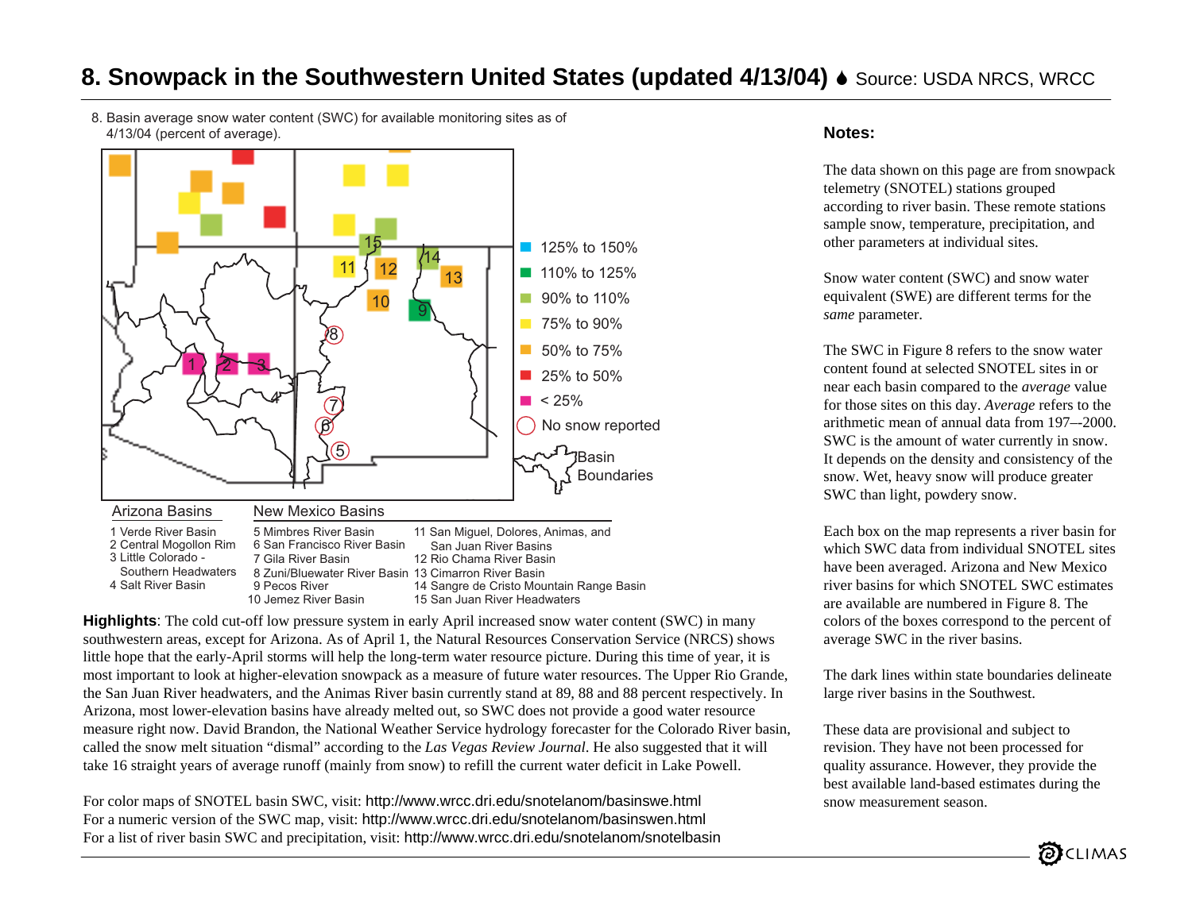# 8. Snowpack in the Southwestern United States (updated 4/13/04) Source: USDA NRCS, WRCC

8. Basin average snow water content (SWC) for available monitoring sites as of 4/13/04 (percent of average).

- 125% to 150%
- 110% to 125%
- 90% to 110%
- 75% to 90%
- 50% to 75%
- 25% to 50%
- < 25%
- No snow reported
- Basin Boundaries

**Arizona Basins**

1 Verde River Basin
2 Central Mogollon Rim
3 Little Colorado - Southern Headwaters
4 Salt River Basin

**New Mexico Basins**

5 Mimbres River Basin
6 San Francisco River Basin
7 Gila River Basin
8 Zuni/Bluewater River Basin
9 Pecos River
10 Jemez River Basin
11 San Miguel, Dolores, Animas, and San Juan River Basins
12 Rio Chama River Basin
13 Cimarron River Basin
14 Sangre de Cristo Mountain Range Basin
15 San Juan River Headwaters

**Highlights**: The cold cut-off low pressure system in early April increased snow water content (SWC) in many southwestern areas, except for Arizona. As of April 1, the Natural Resources Conservation Service (NRCS) shows little hope that the early-April storms will help the long-term water resource picture. During this time of year, it is most important to look at higher-elevation snowpack as a measure of future water resources. The Upper Rio Grande, the San Juan River headwaters, and the Animas River basin currently stand at 89, 88 and 88 percent respectively. In Arizona, most lower-elevation basins have already melted out, so SWC does not provide a good water resource measure right now. David Brandon, the National Weather Service hydrology forecaster for the Colorado River basin, called the snow melt situation "dismal" according to the *Las Vegas Review Journal*. He also suggested that it will take 16 straight years of average runoff (mainly from snow) to refill the current water deficit in Lake Powell.

For color maps of SNOTEL basin SWC, visit: http://www.wrcc.dri.edu/snotelanom/basinswe.html
For a numeric version of the SWC map, visit: http://www.wrcc.dri.edu/snotelanom/basinswen.html
For a list of river basin SWC and precipitation, visit: http://www.wrcc.dri.edu/snotelanom/snotelbasin

## Notes:

The data shown on this page are from snowpack telemetry (SNOTEL) stations grouped according to river basin. These remote stations sample snow, temperature, precipitation, and other parameters at individual sites.

Snow water content (SWC) and snow water equivalent (SWE) are different terms for the *same* parameter.

The SWC in Figure 8 refers to the snow water content found at selected SNOTEL sites in or near each basin compared to the *average* value for those sites on this day. *Average* refers to the arithmetic mean of annual data from 197–-2000. SWC is the amount of water currently in snow. It depends on the density and consistency of the snow. Wet, heavy snow will produce greater SWC than light, powdery snow.

Each box on the map represents a river basin for which SWC data from individual SNOTEL sites have been averaged. Arizona and New Mexico river basins for which SNOTEL SWC estimates are available are numbered in Figure 8. The colors of the boxes correspond to the percent of average SWC in the river basins.

The dark lines within state boundaries delineate large river basins in the Southwest.

These data are provisional and subject to revision. They have not been processed for quality assurance. However, they provide the best available land-based estimates during the snow measurement season.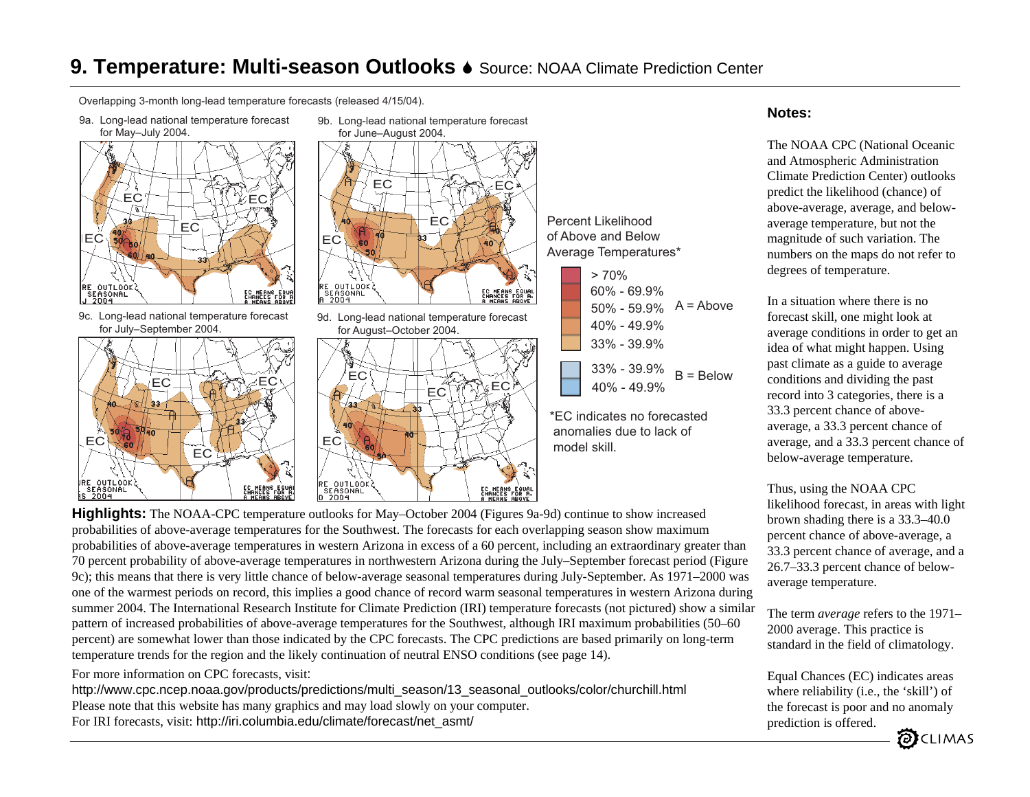# 9. Temperature: Multi-season Outlooks

Source: NOAA Climate Prediction Center

Overlapping 3-month long-lead temperature forecasts (released 4/15/04).

9a. Long-lead national temperature forecast for May–July 2004.

9b. Long-lead national temperature forecast for June–August 2004.

9c. Long-lead national temperature forecast for July–September 2004.

9d. Long-lead national temperature forecast for August–October 2004.

Percent Likelihood of Above and Below Average Temperatures*

| Range | |
|---|---|
| > 70% | A = Above |
| 60% - 69.9% | |
| 50% - 59.9% | |
| 40% - 49.9% | |
| 33% - 39.9% | |
| 33% - 39.9% | B = Below |
| 40% - 49.9% | |

*EC indicates no forecasted anomalies due to lack of model skill.

**Highlights:** The NOAA-CPC temperature outlooks for May–October 2004 (Figures 9a-9d) continue to show increased probabilities of above-average temperatures for the Southwest. The forecasts for each overlapping season show maximum probabilities of above-average temperatures in western Arizona in excess of a 60 percent, including an extraordinary greater than 70 percent probability of above-average temperatures in northwestern Arizona during the July–September forecast period (Figure 9c); this means that there is very little chance of below-average seasonal temperatures during July-September. As 1971–2000 was one of the warmest periods on record, this implies a good chance of record warm seasonal temperatures in western Arizona during summer 2004. The International Research Institute for Climate Prediction (IRI) temperature forecasts (not pictured) show a similar pattern of increased probabilities of above-average temperatures for the Southwest, although IRI maximum probabilities (50–60 percent) are somewhat lower than those indicated by the CPC forecasts. The CPC predictions are based primarily on long-term temperature trends for the region and the likely continuation of neutral ENSO conditions (see page 14).

For more information on CPC forecasts, visit:
http://www.cpc.ncep.noaa.gov/products/predictions/multi_season/13_seasonal_outlooks/color/churchill.html
Please note that this website has many graphics and may load slowly on your computer.
For IRI forecasts, visit: http://iri.columbia.edu/climate/forecast/net_asmt/

## Notes:

The NOAA CPC (National Oceanic and Atmospheric Administration Climate Prediction Center) outlooks predict the likelihood (chance) of above-average, average, and below-average temperature, but not the magnitude of such variation. The numbers on the maps do not refer to degrees of temperature.

In a situation where there is no forecast skill, one might look at average conditions in order to get an idea of what might happen. Using past climate as a guide to average conditions and dividing the past record into 3 categories, there is a 33.3 percent chance of above-average, a 33.3 percent chance of average, and a 33.3 percent chance of below-average temperature.

Thus, using the NOAA CPC likelihood forecast, in areas with light brown shading there is a 33.3–40.0 percent chance of above-average, a 33.3 percent chance of average, and a 26.7–33.3 percent chance of below-average temperature.

The term *average* refers to the 1971–2000 average. This practice is standard in the field of climatology.

Equal Chances (EC) indicates areas where reliability (i.e., the 'skill') of the forecast is poor and no anomaly prediction is offered.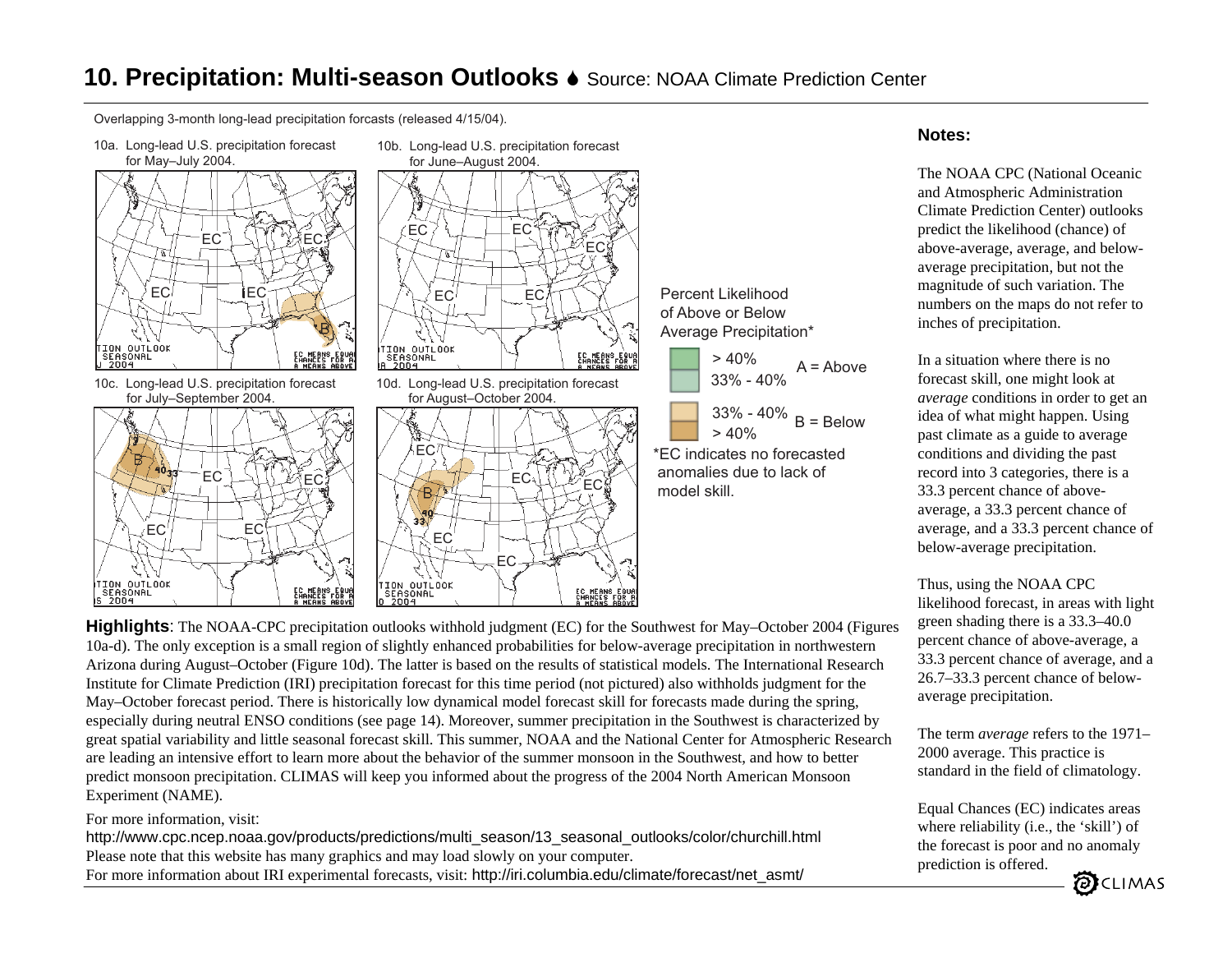# 10. Precipitation: Multi-season Outlooks Source: NOAA Climate Prediction Center

Overlapping 3-month long-lead precipitation forcasts (released 4/15/04).

10a. Long-lead U.S. precipitation forecast for May–July 2004.

10b. Long-lead U.S. precipitation forecast for June–August 2004.

10c. Long-lead U.S. precipitation forecast for July–September 2004.

10d. Long-lead U.S. precipitation forecast for August–October 2004.

Percent Likelihood of Above or Below Average Precipitation*

- > 40% / 33% - 40% — A = Above
- 33% - 40% / > 40% — B = Below

*EC indicates no forecasted anomalies due to lack of model skill.

**Highlights**: The NOAA-CPC precipitation outlooks withhold judgment (EC) for the Southwest for May–October 2004 (Figures 10a-d). The only exception is a small region of slightly enhanced probabilities for below-average precipitation in northwestern Arizona during August–October (Figure 10d). The latter is based on the results of statistical models. The International Research Institute for Climate Prediction (IRI) precipitation forecast for this time period (not pictured) also withholds judgment for the May–October forecast period. There is historically low dynamical model forecast skill for forecasts made during the spring, especially during neutral ENSO conditions (see page 14). Moreover, summer precipitation in the Southwest is characterized by great spatial variability and little seasonal forecast skill. This summer, NOAA and the National Center for Atmospheric Research are leading an intensive effort to learn more about the behavior of the summer monsoon in the Southwest, and how to better predict monsoon precipitation. CLIMAS will keep you informed about the progress of the 2004 North American Monsoon Experiment (NAME).

For more information, visit:
http://www.cpc.ncep.noaa.gov/products/predictions/multi_season/13_seasonal_outlooks/color/churchill.html
Please note that this website has many graphics and may load slowly on your computer.
For more information about IRI experimental forecasts, visit: http://iri.columbia.edu/climate/forecast/net_asmt/

## Notes:

The NOAA CPC (National Oceanic and Atmospheric Administration Climate Prediction Center) outlooks predict the likelihood (chance) of above-average, average, and below-average precipitation, but not the magnitude of such variation. The numbers on the maps do not refer to inches of precipitation.

In a situation where there is no forecast skill, one might look at *average* conditions in order to get an idea of what might happen. Using past climate as a guide to average conditions and dividing the past record into 3 categories, there is a 33.3 percent chance of above-average, a 33.3 percent chance of average, and a 33.3 percent chance of below-average precipitation.

Thus, using the NOAA CPC likelihood forecast, in areas with light green shading there is a 33.3–40.0 percent chance of above-average, a 33.3 percent chance of average, and a 26.7–33.3 percent chance of below-average precipitation.

The term *average* refers to the 1971–2000 average. This practice is standard in the field of climatology.

Equal Chances (EC) indicates areas where reliability (i.e., the 'skill') of the forecast is poor and no anomaly prediction is offered.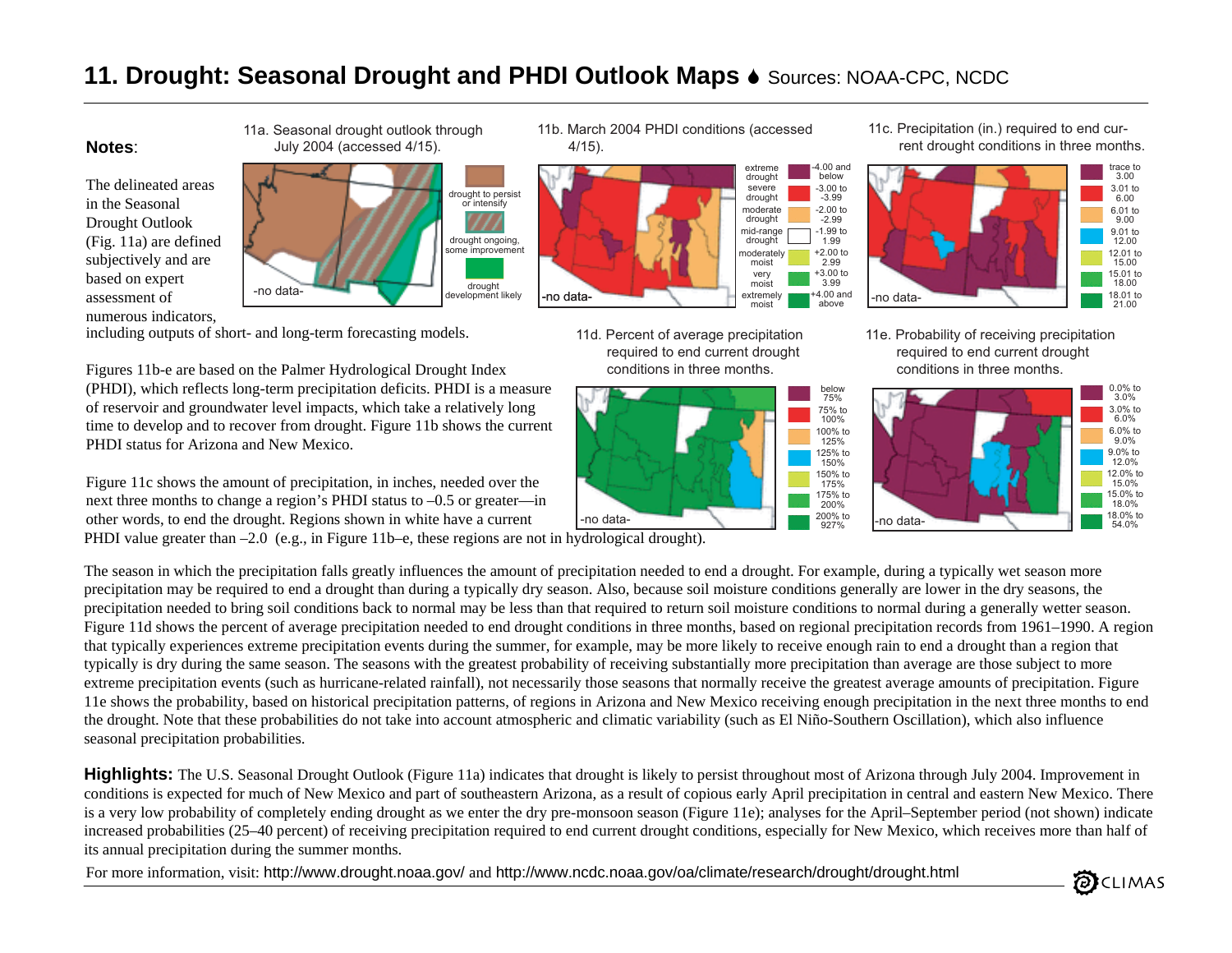# 11. Drought: Seasonal Drought and PHDI Outlook Maps ♦ Sources: NOAA-CPC, NCDC

**Notes**:

The delineated areas in the Seasonal Drought Outlook (Fig. 11a) are defined subjectively and are based on expert assessment of numerous indicators, including outputs of short- and long-term forecasting models.

Figures 11b-e are based on the Palmer Hydrological Drought Index (PHDI), which reflects long-term precipitation deficits. PHDI is a measure of reservoir and groundwater level impacts, which take a relatively long time to develop and to recover from drought. Figure 11b shows the current PHDI status for Arizona and New Mexico.

Figure 11c shows the amount of precipitation, in inches, needed over the next three months to change a region's PHDI status to –0.5 or greater—in other words, to end the drought. Regions shown in white have a current PHDI value greater than –2.0 (e.g., in Figure 11b–e, these regions are not in hydrological drought).

11a. Seasonal drought outlook through July 2004 (accessed 4/15).

- drought to persist or intensify
- drought ongoing, some improvement
- drought development likely

-no data-

11b. March 2004 PHDI conditions (accessed 4/15).

| Category | PHDI |
|---|---|
| extreme drought | -4.00 and below |
| severe drought | -3.00 to -3.99 |
| moderate drought | -2.00 to -2.99 |
| mid-range drought | -1.99 to 1.99 |
| moderately moist | +2.00 to 2.99 |
| very moist | +3.00 to 3.99 |
| extremely moist | +4.00 and above |

-no data-

11c. Precipitation (in.) required to end current drought conditions in three months.

- trace to 3.00
- 3.01 to 6.00
- 6.01 to 9.00
- 9.01 to 12.00
- 12.01 to 15.00
- 15.01 to 18.00
- 18.01 to 21.00

-no data-

11d. Percent of average precipitation required to end current drought conditions in three months.

- below 75%
- 75% to 100%
- 100% to 125%
- 125% to 150%
- 150% to 175%
- 175% to 200%
- 200% to 927%

-no data-

11e. Probability of receiving precipitation required to end current drought conditions in three months.

- 0.0% to 3.0%
- 3.0% to 6.0%
- 6.0% to 9.0%
- 9.0% to 12.0%
- 12.0% to 15.0%
- 15.0% to 18.0%
- 18.0% to 54.0%

-no data-

The season in which the precipitation falls greatly influences the amount of precipitation needed to end a drought. For example, during a typically wet season more precipitation may be required to end a drought than during a typically dry season. Also, because soil moisture conditions generally are lower in the dry seasons, the precipitation needed to bring soil conditions back to normal may be less than that required to return soil moisture conditions to normal during a generally wetter season. Figure 11d shows the percent of average precipitation needed to end drought conditions in three months, based on regional precipitation records from 1961–1990. A region that typically experiences extreme precipitation events during the summer, for example, may be more likely to receive enough rain to end a drought than a region that typically is dry during the same season. The seasons with the greatest probability of receiving substantially more precipitation than average are those subject to more extreme precipitation events (such as hurricane-related rainfall), not necessarily those seasons that normally receive the greatest average amounts of precipitation. Figure 11e shows the probability, based on historical precipitation patterns, of regions in Arizona and New Mexico receiving enough precipitation in the next three months to end the drought. Note that these probabilities do not take into account atmospheric and climatic variability (such as El Niño-Southern Oscillation), which also influence seasonal precipitation probabilities.

**Highlights:** The U.S. Seasonal Drought Outlook (Figure 11a) indicates that drought is likely to persist throughout most of Arizona through July 2004. Improvement in conditions is expected for much of New Mexico and part of southeastern Arizona, as a result of copious early April precipitation in central and eastern New Mexico. There is a very low probability of completely ending drought as we enter the dry pre-monsoon season (Figure 11e); analyses for the April–September period (not shown) indicate increased probabilities (25–40 percent) of receiving precipitation required to end current drought conditions, especially for New Mexico, which receives more than half of its annual precipitation during the summer months.

For more information, visit: http://www.drought.noaa.gov/ and http://www.ncdc.noaa.gov/oa/climate/research/drought/drought.html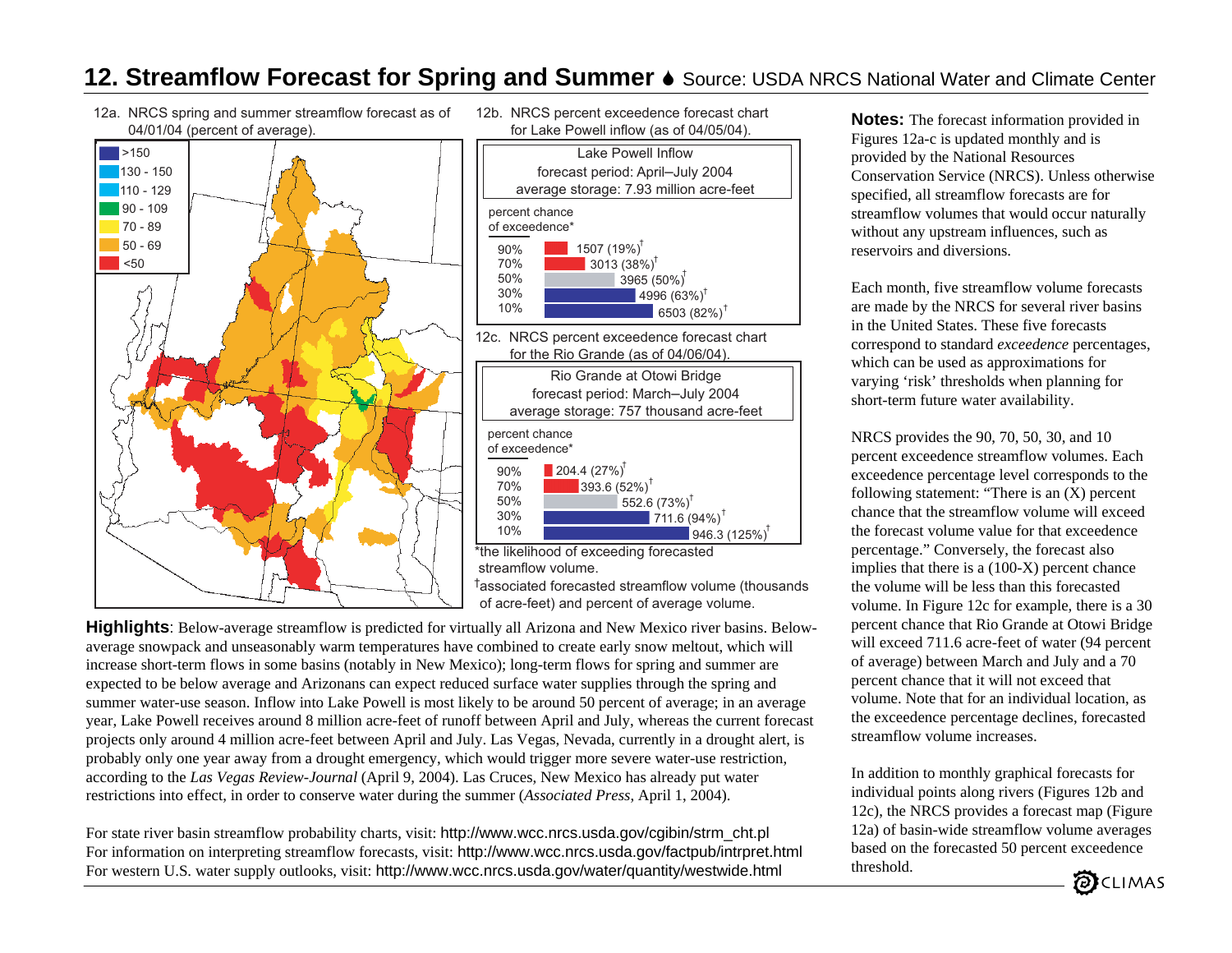# 12. Streamflow Forecast for Spring and Summer

Source: USDA NRCS National Water and Climate Center

12a. NRCS spring and summer streamflow forecast as of 04/01/04 (percent of average).

| Legend |
|---|
| >150 |
| 130 - 150 |
| 110 - 129 |
| 90 - 109 |
| 70 - 89 |
| 50 - 69 |
| <50 |

12b. NRCS percent exceedence forecast chart for Lake Powell inflow (as of 04/05/04).

Lake Powell Inflow
forecast period: April–July 2004
average storage: 7.93 million acre-feet

| percent chance of exceedence* | |
|---|---|
| 90% | 1507 (19%)† |
| 70% | 3013 (38%)† |
| 50% | 3965 (50%)† |
| 30% | 4996 (63%)† |
| 10% | 6503 (82%)† |

12c. NRCS percent exceedence forecast chart for the Rio Grande (as of 04/06/04).

Rio Grande at Otowi Bridge
forecast period: March–July 2004
average storage: 757 thousand acre-feet

| percent chance of exceedence* | |
|---|---|
| 90% | 204.4 (27%)† |
| 70% | 393.6 (52%)† |
| 50% | 552.6 (73%)† |
| 30% | 711.6 (94%)† |
| 10% | 946.3 (125%)† |

*the likelihood of exceeding forecasted streamflow volume.

†associated forecasted streamflow volume (thousands of acre-feet) and percent of average volume.

**Highlights**: Below-average streamflow is predicted for virtually all Arizona and New Mexico river basins. Below-average snowpack and unseasonably warm temperatures have combined to create early snow meltout, which will increase short-term flows in some basins (notably in New Mexico); long-term flows for spring and summer are expected to be below average and Arizonans can expect reduced surface water supplies through the spring and summer water-use season. Inflow into Lake Powell is most likely to be around 50 percent of average; in an average year, Lake Powell receives around 8 million acre-feet of runoff between April and July, whereas the current forecast projects only around 4 million acre-feet between April and July. Las Vegas, Nevada, currently in a drought alert, is probably only one year away from a drought emergency, which would trigger more severe water-use restriction, according to the *Las Vegas Review-Journal* (April 9, 2004). Las Cruces, New Mexico has already put water restrictions into effect, in order to conserve water during the summer (*Associated Press*, April 1, 2004).

For state river basin streamflow probability charts, visit: http://www.wcc.nrcs.usda.gov/cgibin/strm_cht.pl
For information on interpreting streamflow forecasts, visit: http://www.wcc.nrcs.usda.gov/factpub/intrpret.html
For western U.S. water supply outlooks, visit: http://www.wcc.nrcs.usda.gov/water/quantity/westwide.html

**Notes:** The forecast information provided in Figures 12a-c is updated monthly and is provided by the National Resources Conservation Service (NRCS). Unless otherwise specified, all streamflow forecasts are for streamflow volumes that would occur naturally without any upstream influences, such as reservoirs and diversions.

Each month, five streamflow volume forecasts are made by the NRCS for several river basins in the United States. These five forecasts correspond to standard *exceedence* percentages, which can be used as approximations for varying 'risk' thresholds when planning for short-term future water availability.

NRCS provides the 90, 70, 50, 30, and 10 percent exceedence streamflow volumes. Each exceedence percentage level corresponds to the following statement: "There is an (X) percent chance that the streamflow volume will exceed the forecast volume value for that exceedence percentage." Conversely, the forecast also implies that there is a (100-X) percent chance the volume will be less than this forecasted volume. In Figure 12c for example, there is a 30 percent chance that Rio Grande at Otowi Bridge will exceed 711.6 acre-feet of water (94 percent of average) between March and July and a 70 percent chance that it will not exceed that volume. Note that for an individual location, as the exceedence percentage level declines, forecasted streamflow volume increases.

In addition to monthly graphical forecasts for individual points along rivers (Figures 12b and 12c), the NRCS provides a forecast map (Figure 12a) of basin-wide streamflow volume averages based on the forecasted 50 percent exceedence threshold.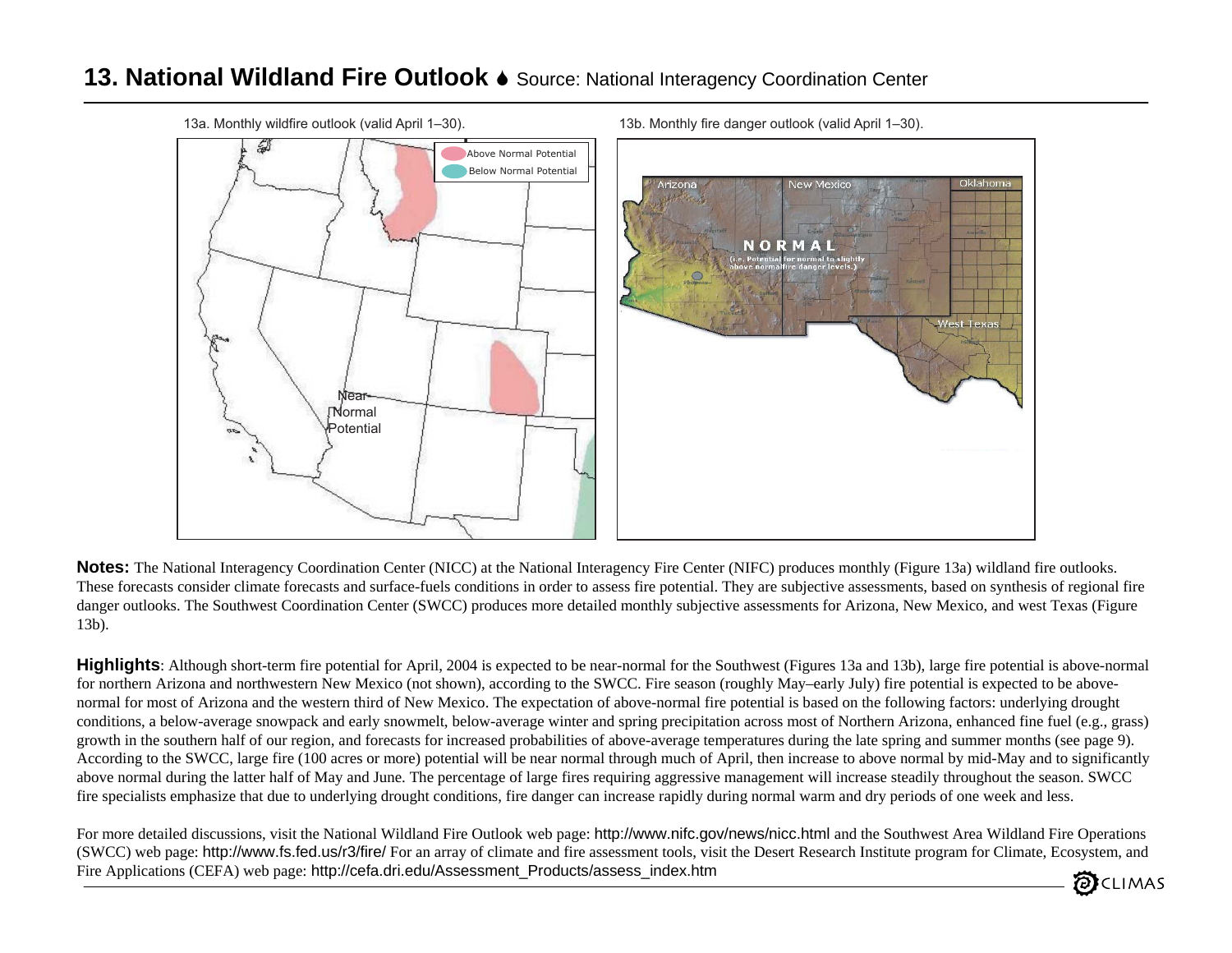## 13. National Wildland Fire Outlook Source: National Interagency Coordination Center

13a. Monthly wildfire outlook (valid April 1–30).

13b. Monthly fire danger outlook (valid April 1–30).

**Notes:** The National Interagency Coordination Center (NICC) at the National Interagency Fire Center (NIFC) produces monthly (Figure 13a) wildland fire outlooks. These forecasts consider climate forecasts and surface-fuels conditions in order to assess fire potential. They are subjective assessments, based on synthesis of regional fire danger outlooks. The Southwest Coordination Center (SWCC) produces more detailed monthly subjective assessments for Arizona, New Mexico, and west Texas (Figure 13b).

**Highlights**: Although short-term fire potential for April, 2004 is expected to be near-normal for the Southwest (Figures 13a and 13b), large fire potential is above-normal for northern Arizona and northwestern New Mexico (not shown), according to the SWCC. Fire season (roughly May–early July) fire potential is expected to be above-normal for most of Arizona and the western third of New Mexico. The expectation of above-normal fire potential is based on the following factors: underlying drought conditions, a below-average snowpack and early snowmelt, below-average winter and spring precipitation across most of Northern Arizona, enhanced fine fuel (e.g., grass) growth in the southern half of our region, and forecasts for increased probabilities of above-average temperatures during the late spring and summer months (see page 9). According to the SWCC, large fire (100 acres or more) potential will be near normal through much of April, then increase to above normal by mid-May and to significantly above normal during the latter half of May and June. The percentage of large fires requiring aggressive management will increase steadily throughout the season. SWCC fire specialists emphasize that due to underlying drought conditions, fire danger can increase rapidly during normal warm and dry periods of one week and less.

For more detailed discussions, visit the National Wildland Fire Outlook web page: http://www.nifc.gov/news/nicc.html and the Southwest Area Wildland Fire Operations (SWCC) web page: http://www.fs.fed.us/r3/fire/ For an array of climate and fire assessment tools, visit the Desert Research Institute program for Climate, Ecosystem, and Fire Applications (CEFA) web page: http://cefa.dri.edu/Assessment_Products/assess_index.htm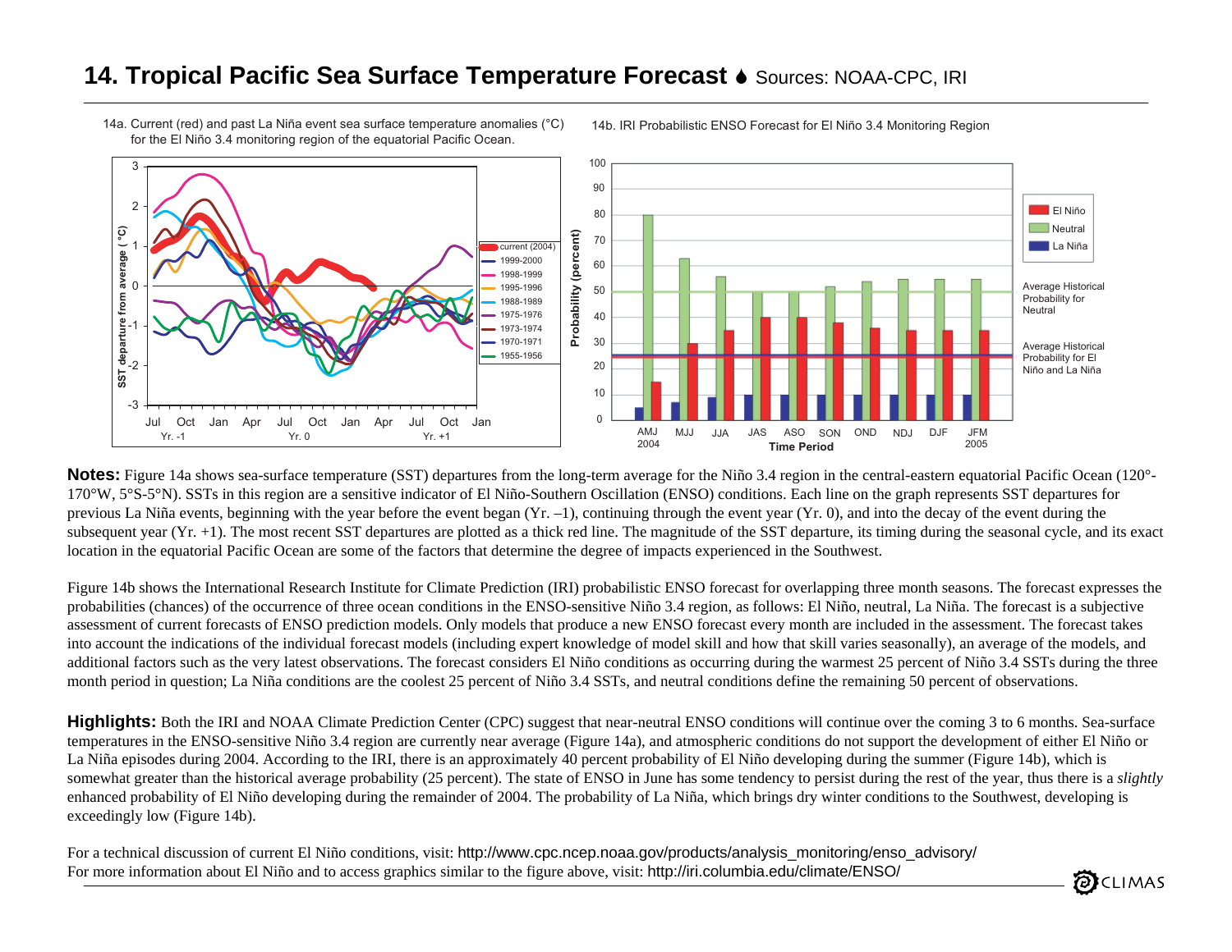# 14. Tropical Pacific Sea Surface Temperature Forecast Sources: NOAA-CPC, IRI

14a. Current (red) and past La Niña event sea surface temperature anomalies (°C) for the El Niño 3.4 monitoring region of the equatorial Pacific Ocean.

14b. IRI Probabilistic ENSO Forecast for El Niño 3.4 Monitoring Region

**Notes:** Figure 14a shows sea-surface temperature (SST) departures from the long-term average for the Niño 3.4 region in the central-eastern equatorial Pacific Ocean (120°-170°W, 5°S-5°N). SSTs in this region are a sensitive indicator of El Niño-Southern Oscillation (ENSO) conditions. Each line on the graph represents SST departures for previous La Niña events, beginning with the year before the event began (Yr. –1), continuing through the event year (Yr. 0), and into the decay of the event during the subsequent year (Yr. +1). The most recent SST departures are plotted as a thick red line. The magnitude of the SST departure, its timing during the seasonal cycle, and its exact location in the equatorial Pacific Ocean are some of the factors that determine the degree of impacts experienced in the Southwest.

Figure 14b shows the International Research Institute for Climate Prediction (IRI) probabilistic ENSO forecast for overlapping three month seasons. The forecast expresses the probabilities (chances) of the occurrence of three ocean conditions in the ENSO-sensitive Niño 3.4 region, as follows: El Niño, neutral, La Niña. The forecast is a subjective assessment of current forecasts of ENSO prediction models. Only models that produce a new ENSO forecast every month are included in the assessment. The forecast takes into account the indications of the individual forecast models (including expert knowledge of model skill and how that skill varies seasonally), an average of the models, and additional factors such as the very latest observations. The forecast considers El Niño conditions as occurring during the warmest 25 percent of Niño 3.4 SSTs during the three month period in question; La Niña conditions are the coolest 25 percent of Niño 3.4 SSTs, and neutral conditions define the remaining 50 percent of observations.

**Highlights:** Both the IRI and NOAA Climate Prediction Center (CPC) suggest that near-neutral ENSO conditions will continue over the coming 3 to 6 months. Sea-surface temperatures in the ENSO-sensitive Niño 3.4 region are currently near average (Figure 14a), and atmospheric conditions do not support the development of either El Niño or La Niña episodes during 2004. According to the IRI, there is an approximately 40 percent probability of El Niño developing during the summer (Figure 14b), which is somewhat greater than the historical average probability (25 percent). The state of ENSO in June has some tendency to persist during the rest of the year, thus there is a *slightly* enhanced probability of El Niño developing during the remainder of 2004. The probability of La Niña, which brings dry winter conditions to the Southwest, developing is exceedingly low (Figure 14b).

For a technical discussion of current El Niño conditions, visit: http://www.cpc.ncep.noaa.gov/products/analysis_monitoring/enso_advisory/
For more information about El Niño and to access graphics similar to the figure above, visit: http://iri.columbia.edu/climate/ENSO/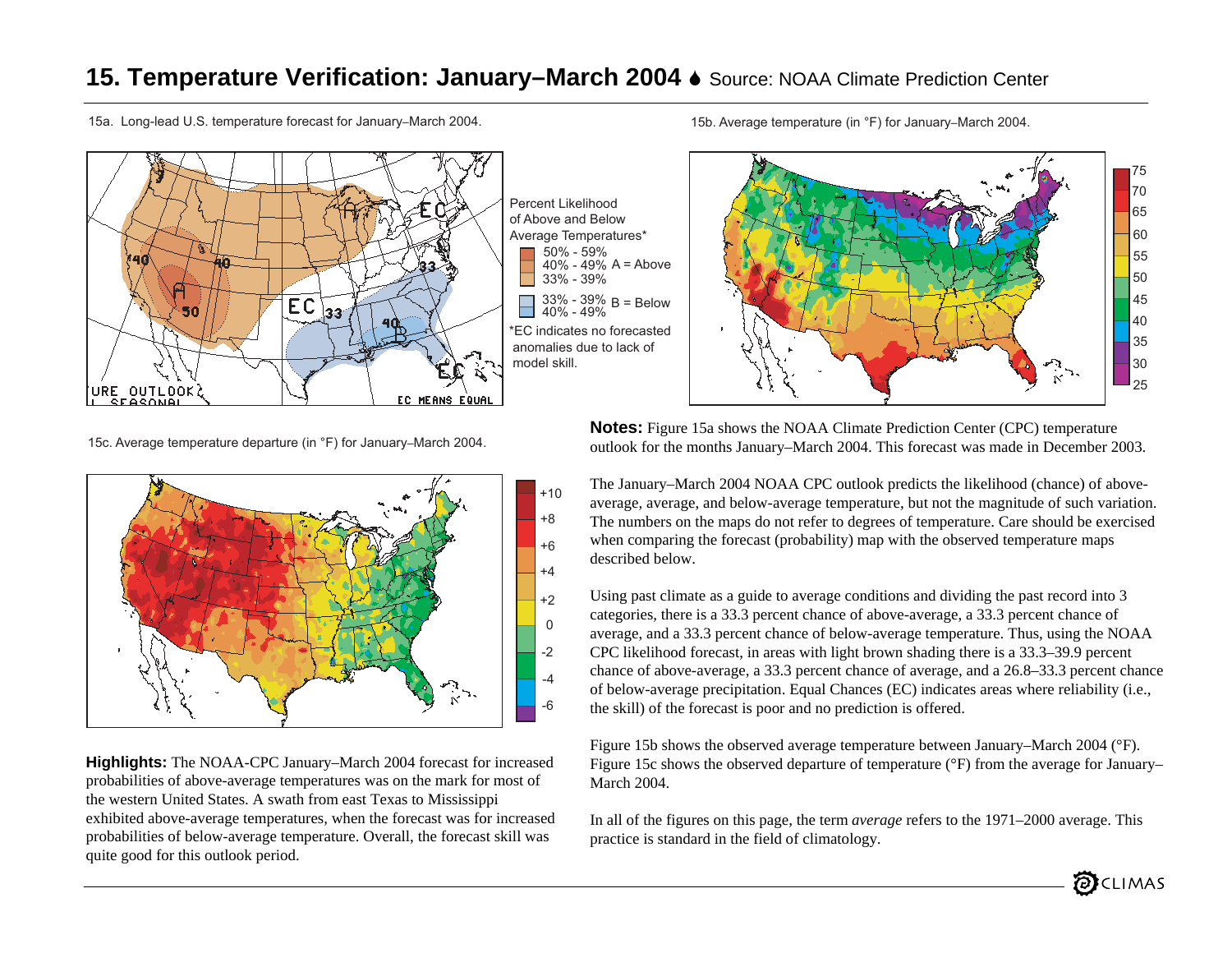# 15. Temperature Verification: January–March 2004 ♦ Source: NOAA Climate Prediction Center

15a. Long-lead U.S. temperature forecast for January–March 2004.

Percent Likelihood of Above and Below Average Temperatures*

- 50% - 59%
- 40% - 49% A = Above
- 33% - 39%

- 33% - 39% B = Below
- 40% - 49%

*EC indicates no forecasted anomalies due to lack of model skill.

15b. Average temperature (in °F) for January–March 2004.

15c. Average temperature departure (in °F) for January–March 2004.

**Highlights:** The NOAA-CPC January–March 2004 forecast for increased probabilities of above-average temperatures was on the mark for most of the western United States. A swath from east Texas to Mississippi exhibited above-average temperatures, when the forecast was for increased probabilities of below-average temperature. Overall, the forecast skill was quite good for this outlook period.

**Notes:** Figure 15a shows the NOAA Climate Prediction Center (CPC) temperature outlook for the months January–March 2004. This forecast was made in December 2003.

The January–March 2004 NOAA CPC outlook predicts the likelihood (chance) of above-average, average, and below-average temperature, but not the magnitude of such variation. The numbers on the maps do not refer to degrees of temperature. Care should be exercised when comparing the forecast (probability) map with the observed temperature maps described below.

Using past climate as a guide to average conditions and dividing the past record into 3 categories, there is a 33.3 percent chance of above-average, a 33.3 percent chance of average, and a 33.3 percent chance of below-average temperature. Thus, using the NOAA CPC likelihood forecast, in areas with light brown shading there is a 33.3–39.9 percent chance of above-average, a 33.3 percent chance of average, and a 26.8–33.3 percent chance of below-average precipitation. Equal Chances (EC) indicates areas where reliability (i.e., the skill) of the forecast is poor and no prediction is offered.

Figure 15b shows the observed average temperature between January–March 2004 (°F). Figure 15c shows the observed departure of temperature (°F) from the average for January–March 2004.

In all of the figures on this page, the term *average* refers to the 1971–2000 average. This practice is standard in the field of climatology.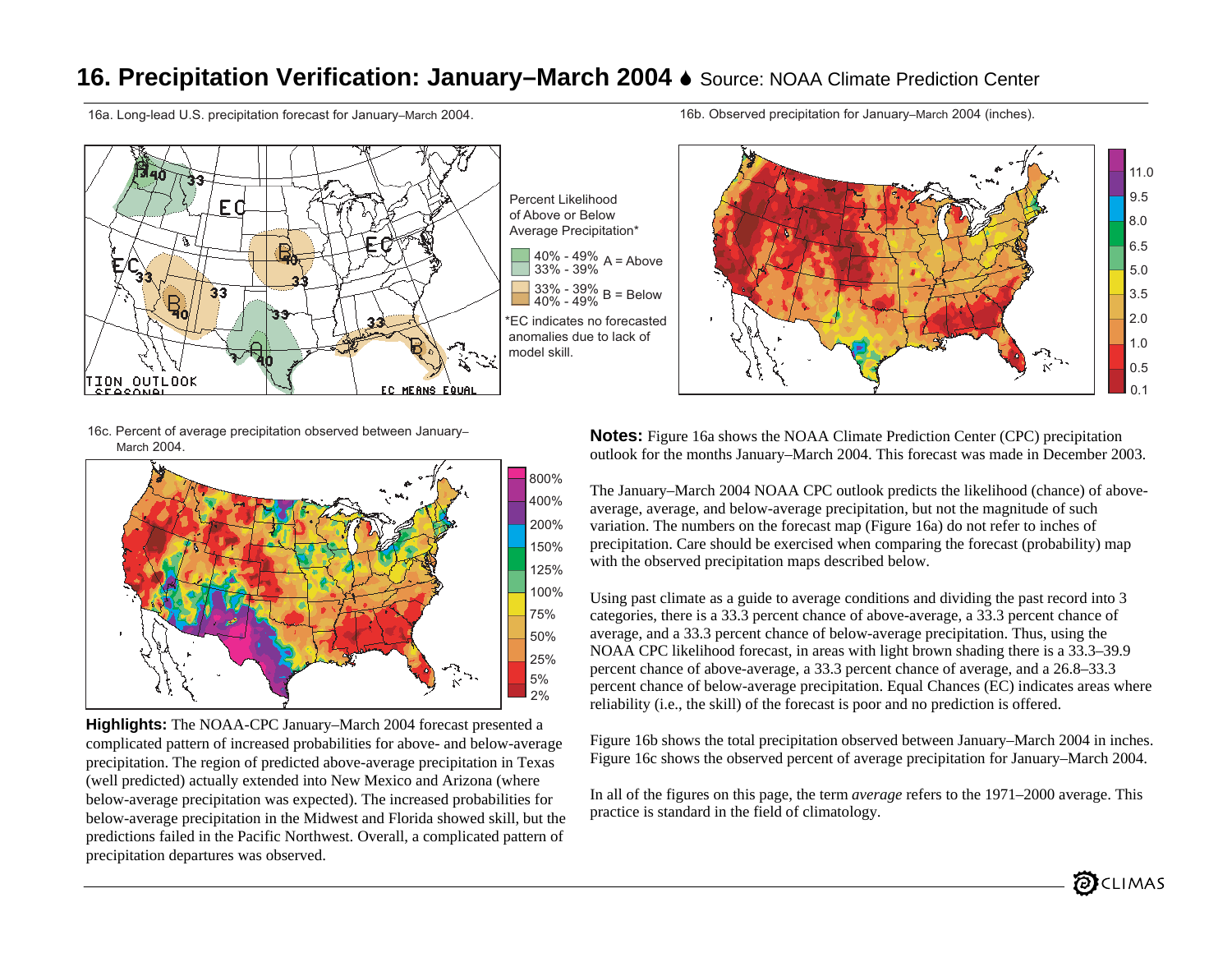# 16. Precipitation Verification: January–March 2004 Source: NOAA Climate Prediction Center

16a. Long-lead U.S. precipitation forecast for January–March 2004.

Percent Likelihood of Above or Below Average Precipitation*

40% - 49%
33% - 39% A = Above

33% - 39%
40% - 49% B = Below

*EC indicates no forecasted anomalies due to lack of model skill.

16b. Observed precipitation for January–March 2004 (inches).

11.0
9.5
8.0
6.5
5.0
3.5
2.0
1.0
0.5
0.1

16c. Percent of average precipitation observed between January–March 2004.

800%
400%
200%
150%
125%
100%
75%
50%
25%
5%
2%

**Highlights:** The NOAA-CPC January–March 2004 forecast presented a complicated pattern of increased probabilities for above- and below-average precipitation. The region of predicted above-average precipitation in Texas (well predicted) actually extended into New Mexico and Arizona (where below-average precipitation was expected). The increased probabilities for below-average precipitation in the Midwest and Florida showed skill, but the predictions failed in the Pacific Northwest. Overall, a complicated pattern of precipitation departures was observed.

**Notes:** Figure 16a shows the NOAA Climate Prediction Center (CPC) precipitation outlook for the months January–March 2004. This forecast was made in December 2003.

The January–March 2004 NOAA CPC outlook predicts the likelihood (chance) of above-average, average, and below-average precipitation, but not the magnitude of such variation. The numbers on the forecast map (Figure 16a) do not refer to inches of precipitation. Care should be exercised when comparing the forecast (probability) map with the observed precipitation maps described below.

Using past climate as a guide to average conditions and dividing the past record into 3 categories, there is a 33.3 percent chance of above-average, a 33.3 percent chance of average, and a 33.3 percent chance of below-average precipitation. Thus, using the NOAA CPC likelihood forecast, in areas with light brown shading there is a 33.3–39.9 percent chance of above-average, a 33.3 percent chance of average, and a 26.8–33.3 percent chance of below-average precipitation. Equal Chances (EC) indicates areas where reliability (i.e., the skill) of the forecast is poor and no prediction is offered.

Figure 16b shows the total precipitation observed between January–March 2004 in inches. Figure 16c shows the observed percent of average precipitation for January–March 2004.

In all of the figures on this page, the term *average* refers to the 1971–2000 average. This practice is standard in the field of climatology.